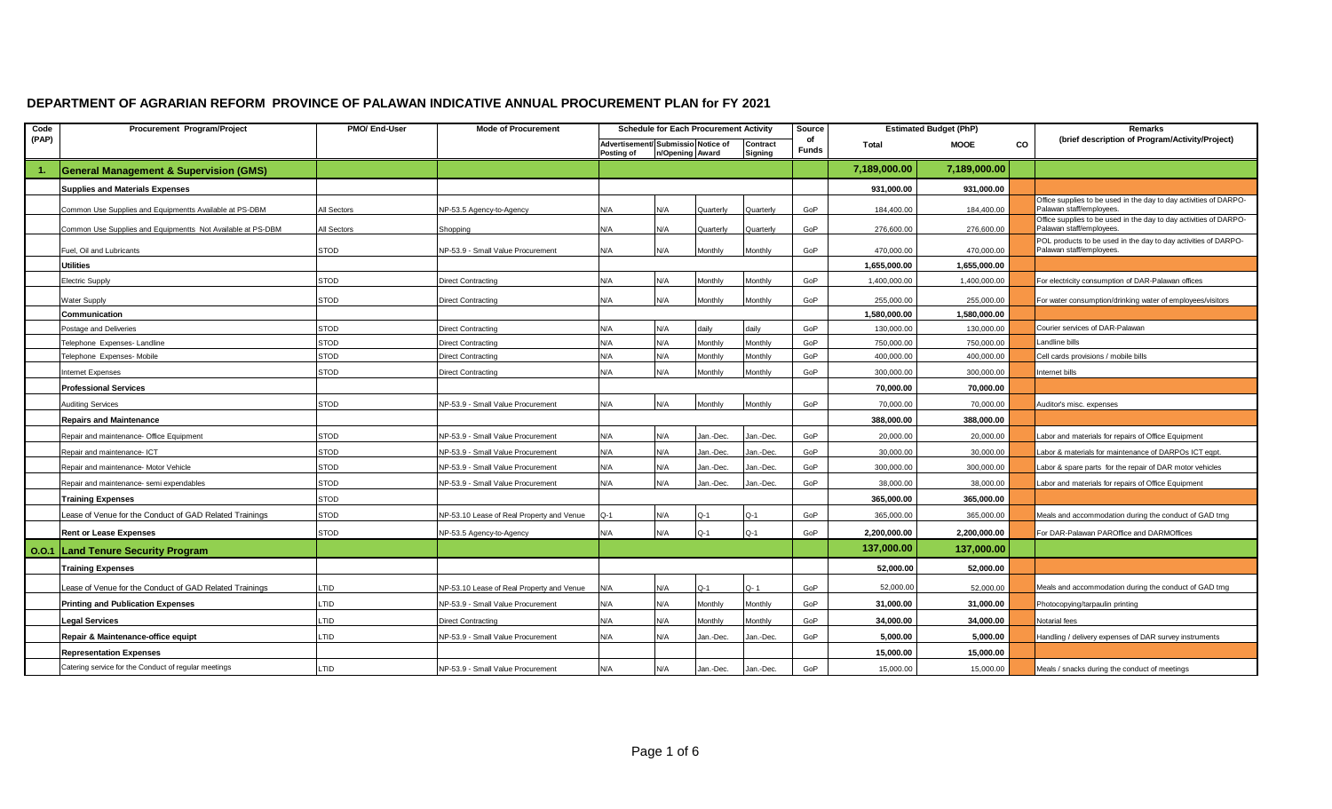## DEPARTMENT OF AGRARIAN REFORM PROVINCE OF PALAWAN INDICATIVE ANNUAL PROCUREMENT PLAN for FY 2021

| Code (PAP) | Procurement Program/Project | PMO/ End-User | Mode of Procurement | Schedule for Each Procurement Activity | | | | Source of Funds | Estimated Budget (PhP) | | | Remarks (brief description of Program/Activity/Project) |
|---|---|---|---|---|---|---|---|---|---|---|---|---|
| | | | | Advertisement/ Posting of | Submission/Opening | Notice of Award | Contract Signing | | Total | MOOE | CO | |
| **1.** | **General Management & Supervision (GMS)** | | | | | | | | **7,189,000.00** | **7,189,000.00** | | |
| | **Supplies and Materials Expenses** | | | | | | | | **931,000.00** | **931,000.00** | | |
| | Common Use Supplies and Equipmentts Available at PS-DBM | All Sectors | NP-53.5 Agency-to-Agency | N/A | N/A | Quarterly | Quarterly | GoP | 184,400.00 | 184,400.00 | | Office supplies to be used in the day to day activities of DARPO-Palawan staff/employees. |
| | Common Use Supplies and Equipmentts Not Available at PS-DBM | All Sectors | Shopping | N/A | N/A | Quarterly | Quarterly | GoP | 276,600.00 | 276,600.00 | | Office supplies to be used in the day to day activities of DARPO-Palawan staff/employees. |
| | Fuel, Oil and Lubricants | STOD | NP-53.9 - Small Value Procurement | N/A | N/A | Monthly | Monthly | GoP | 470,000.00 | 470,000.00 | | POL products to be used in the day to day activities of DARPO-Palawan staff/employees. |
| | **Utilities** | | | | | | | | **1,655,000.00** | **1,655,000.00** | | |
| | Electric Supply | STOD | Direct Contracting | N/A | N/A | Monthly | Monthly | GoP | 1,400,000.00 | 1,400,000.00 | | For electricity consumption of DAR-Palawan offices |
| | Water Supply | STOD | Direct Contracting | N/A | N/A | Monthly | Monthly | GoP | 255,000.00 | 255,000.00 | | For water consumption/drinking water of employees/visitors |
| | **Communication** | | | | | | | | **1,580,000.00** | **1,580,000.00** | | |
| | Postage and Deliveries | STOD | Direct Contracting | N/A | N/A | daily | daily | GoP | 130,000.00 | 130,000.00 | | Courier services of DAR-Palawan |
| | Telephone Expenses- Landline | STOD | Direct Contracting | N/A | N/A | Monthly | Monthly | GoP | 750,000.00 | 750,000.00 | | Landline bills |
| | Telephone Expenses- Mobile | STOD | Direct Contracting | N/A | N/A | Monthly | Monthly | GoP | 400,000.00 | 400,000.00 | | Cell cards provisions / mobile bills |
| | Internet Expenses | STOD | Direct Contracting | N/A | N/A | Monthly | Monthly | GoP | 300,000.00 | 300,000.00 | | Internet bills |
| | **Professional Services** | | | | | | | | **70,000.00** | **70,000.00** | | |
| | Auditing Services | STOD | NP-53.9 - Small Value Procurement | N/A | N/A | Monthly | Monthly | GoP | 70,000.00 | 70,000.00 | | Auditor's misc. expenses |
| | **Repairs and Maintenance** | | | | | | | | **388,000.00** | **388,000.00** | | |
| | Repair and maintenance- Office Equipment | STOD | NP-53.9 - Small Value Procurement | N/A | N/A | Jan.-Dec. | Jan.-Dec. | GoP | 20,000.00 | 20,000.00 | | Labor and materials for repairs of Office Equipment |
| | Repair and maintenance- ICT | STOD | NP-53.9 - Small Value Procurement | N/A | N/A | Jan.-Dec. | Jan.-Dec. | GoP | 30,000.00 | 30,000.00 | | Labor & materials for maintenance of DARPOs ICT eqpt. |
| | Repair and maintenance- Motor Vehicle | STOD | NP-53.9 - Small Value Procurement | N/A | N/A | Jan.-Dec. | Jan.-Dec. | GoP | 300,000.00 | 300,000.00 | | Labor & spare parts for the repair of DAR motor vehicles |
| | Repair and maintenance- semi expendables | STOD | NP-53.9 - Small Value Procurement | N/A | N/A | Jan.-Dec. | Jan.-Dec. | GoP | 38,000.00 | 38,000.00 | | Labor and materials for repairs of Office Equipment |
| | **Training Expenses** | STOD | | | | | | | **365,000.00** | **365,000.00** | | |
| | Lease of Venue for the Conduct of GAD Related Trainings | STOD | NP-53.10 Lease of Real Property and Venue | Q-1 | N/A | Q-1 | Q-1 | GoP | 365,000.00 | 365,000.00 | | Meals and accommodation during the conduct of GAD trng |
| | **Rent or Lease Expenses** | STOD | NP-53.5 Agency-to-Agency | N/A | N/A | Q-1 | Q-1 | GoP | **2,200,000.00** | **2,200,000.00** | | For DAR-Palawan PAROffice and DARMOffices |
| **O.O.1** | **Land Tenure Security Program** | | | | | | | | **137,000.00** | **137,000.00** | | |
| | **Training Expenses** | | | | | | | | **52,000.00** | **52,000.00** | | |
| | Lease of Venue for the Conduct of GAD Related Trainings | LTID | NP-53.10 Lease of Real Property and Venue | N/A | N/A | Q-1 | Q- 1 | GoP | 52,000.00 | 52,000.00 | | Meals and accommodation during the conduct of GAD trng |
| | **Printing and Publication Expenses** | LTID | NP-53.9 - Small Value Procurement | N/A | N/A | Monthly | Monthly | GoP | **31,000.00** | **31,000.00** | | Photocopying/tarpaulin printing |
| | **Legal Services** | LTID | Direct Contracting | N/A | N/A | Monthly | Monthly | GoP | **34,000.00** | **34,000.00** | | Notarial fees |
| | **Repair & Maintenance-office equipt** | LTID | NP-53.9 - Small Value Procurement | N/A | N/A | Jan.-Dec. | Jan.-Dec. | GoP | **5,000.00** | **5,000.00** | | Handling / delivery expenses of DAR survey instruments |
| | **Representation Expenses** | | | | | | | | **15,000.00** | **15,000.00** | | |
| | Catering service for the Conduct of regular meetings | LTID | NP-53.9 - Small Value Procurement | N/A | N/A | Jan.-Dec. | Jan.-Dec. | GoP | 15,000.00 | 15,000.00 | | Meals / snacks during the conduct of meetings |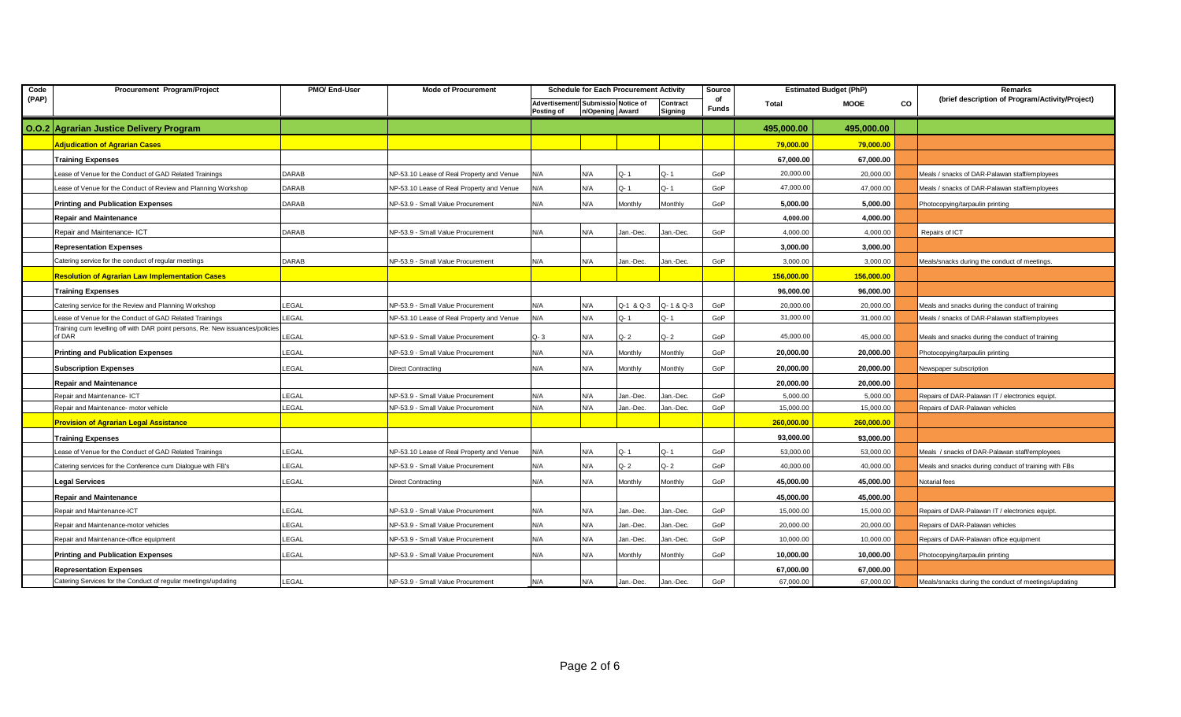| Code (PAP) | Procurement Program/Project | PMO/ End-User | Mode of Procurement | Schedule for Each Procurement Activity | | | | Source of Funds | Estimated Budget (PhP) | | | Remarks (brief description of Program/Activity/Project) |
|---|---|---|---|---|---|---|---|---|---|---|---|---|
| | | | | Advertisement/ Posting of | Submission/Opening | Notice of Award | Contract Signing | | Total | MOOE | CO | |
| O.O.2 | **Agrarian Justice Delivery Program** | | | | | | | | **495,000.00** | **495,000.00** | | |
| | **Adjudication of Agrarian Cases** | | | | | | | | **79,000.00** | **79,000.00** | | |
| | **Training Expenses** | | | | | | | | **67,000.00** | **67,000.00** | | |
| | Lease of Venue for the Conduct of GAD Related Trainings | DARAB | NP-53.10 Lease of Real Property and Venue | N/A | N/A | Q- 1 | Q- 1 | GoP | 20,000.00 | 20,000.00 | | Meals / snacks of DAR-Palawan staff/employees |
| | Lease of Venue for the Conduct of Review and Planning Workshop | DARAB | NP-53.10 Lease of Real Property and Venue | N/A | N/A | Q- 1 | Q- 1 | GoP | 47,000.00 | 47,000.00 | | Meals / snacks of DAR-Palawan staff/employees |
| | **Printing and Publication Expenses** | DARAB | NP-53.9 - Small Value Procurement | N/A | N/A | Monthly | Monthly | GoP | **5,000.00** | **5,000.00** | | Photocopying/tarpaulin printing |
| | **Repair and Maintenance** | | | | | | | | **4,000.00** | **4,000.00** | | |
| | Repair and Maintenance- ICT | DARAB | NP-53.9 - Small Value Procurement | N/A | N/A | Jan.-Dec. | Jan.-Dec. | GoP | 4,000.00 | 4,000.00 | | Repairs of ICT |
| | **Representation Expenses** | | | | | | | | **3,000.00** | **3,000.00** | | |
| | Catering service for the conduct of regular meetings | DARAB | NP-53.9 - Small Value Procurement | N/A | N/A | Jan.-Dec. | Jan.-Dec. | GoP | 3,000.00 | 3,000.00 | | Meals/snacks during the conduct of meetings. |
| | **Resolution of Agrarian Law Implementation Cases** | | | | | | | | **156,000.00** | **156,000.00** | | |
| | **Training Expenses** | | | | | | | | **96,000.00** | **96,000.00** | | |
| | Catering service for the Review and Planning Workshop | LEGAL | NP-53.9 - Small Value Procurement | N/A | N/A | Q-1 & Q-3 | Q- 1 & Q-3 | GoP | 20,000.00 | 20,000.00 | | Meals and snacks during the conduct of training |
| | Lease of Venue for the Conduct of GAD Related Trainings | LEGAL | NP-53.10 Lease of Real Property and Venue | N/A | N/A | Q- 1 | Q- 1 | GoP | 31,000.00 | 31,000.00 | | Meals / snacks of DAR-Palawan staff/employees |
| | Training cum levelling off with DAR point persons, Re: New issuances/policies of DAR | LEGAL | NP-53.9 - Small Value Procurement | Q- 3 | N/A | Q- 2 | Q- 2 | GoP | 45,000.00 | 45,000.00 | | Meals and snacks during the conduct of training |
| | **Printing and Publication Expenses** | LEGAL | NP-53.9 - Small Value Procurement | N/A | N/A | Monthly | Monthly | GoP | **20,000.00** | **20,000.00** | | Photocopying/tarpaulin printing |
| | **Subscription Expenses** | LEGAL | Direct Contracting | N/A | N/A | Monthly | Monthly | GoP | **20,000.00** | **20,000.00** | | Newspaper subscription |
| | **Repair and Maintenance** | | | | | | | | **20,000.00** | **20,000.00** | | |
| | Repair and Maintenance- ICT | LEGAL | NP-53.9 - Small Value Procurement | N/A | N/A | Jan.-Dec. | Jan.-Dec. | GoP | 5,000.00 | 5,000.00 | | Repairs of DAR-Palawan IT / electronics equipt. |
| | Repair and Maintenance- motor vehicle | LEGAL | NP-53.9 - Small Value Procurement | N/A | N/A | Jan.-Dec. | Jan.-Dec. | GoP | 15,000.00 | 15,000.00 | | Repairs of DAR-Palawan vehicles |
| | **Provision of Agrarian Legal Assistance** | | | | | | | | **260,000.00** | **260,000.00** | | |
| | **Training Expenses** | | | | | | | | **93,000.00** | **93,000.00** | | |
| | Lease of Venue for the Conduct of GAD Related Trainings | LEGAL | NP-53.10 Lease of Real Property and Venue | N/A | N/A | Q- 1 | Q- 1 | GoP | 53,000.00 | 53,000.00 | | Meals / snacks of DAR-Palawan staff/employees |
| | Catering services for the Conference cum Dialogue with FB's | LEGAL | NP-53.9 - Small Value Procurement | N/A | N/A | Q- 2 | Q- 2 | GoP | 40,000.00 | 40,000.00 | | Meals and snacks during conduct of training with FBs |
| | **Legal Services** | LEGAL | Direct Contracting | N/A | N/A | Monthly | Monthly | GoP | **45,000.00** | **45,000.00** | | Notarial fees |
| | **Repair and Maintenance** | | | | | | | | **45,000.00** | **45,000.00** | | |
| | Repair and Maintenance-ICT | LEGAL | NP-53.9 - Small Value Procurement | N/A | N/A | Jan.-Dec. | Jan.-Dec. | GoP | 15,000.00 | 15,000.00 | | Repairs of DAR-Palawan IT / electronics equipt. |
| | Repair and Maintenance-motor vehicles | LEGAL | NP-53.9 - Small Value Procurement | N/A | N/A | Jan.-Dec. | Jan.-Dec. | GoP | 20,000.00 | 20,000.00 | | Repairs of DAR-Palawan vehicles |
| | Repair and Maintenance-office equipment | LEGAL | NP-53.9 - Small Value Procurement | N/A | N/A | Jan.-Dec. | Jan.-Dec. | GoP | 10,000.00 | 10,000.00 | | Repairs of DAR-Palawan office equipment |
| | **Printing and Publication Expenses** | LEGAL | NP-53.9 - Small Value Procurement | N/A | N/A | Monthly | Monthly | GoP | **10,000.00** | **10,000.00** | | Photocopying/tarpaulin printing |
| | **Representation Expenses** | | | | | | | | **67,000.00** | **67,000.00** | | |
| | Catering Services for the Conduct of regular meetings/updating | LEGAL | NP-53.9 - Small Value Procurement | N/A | N/A | Jan.-Dec. | Jan.-Dec. | GoP | 67,000.00 | 67,000.00 | | Meals/snacks during the conduct of meetings/updating |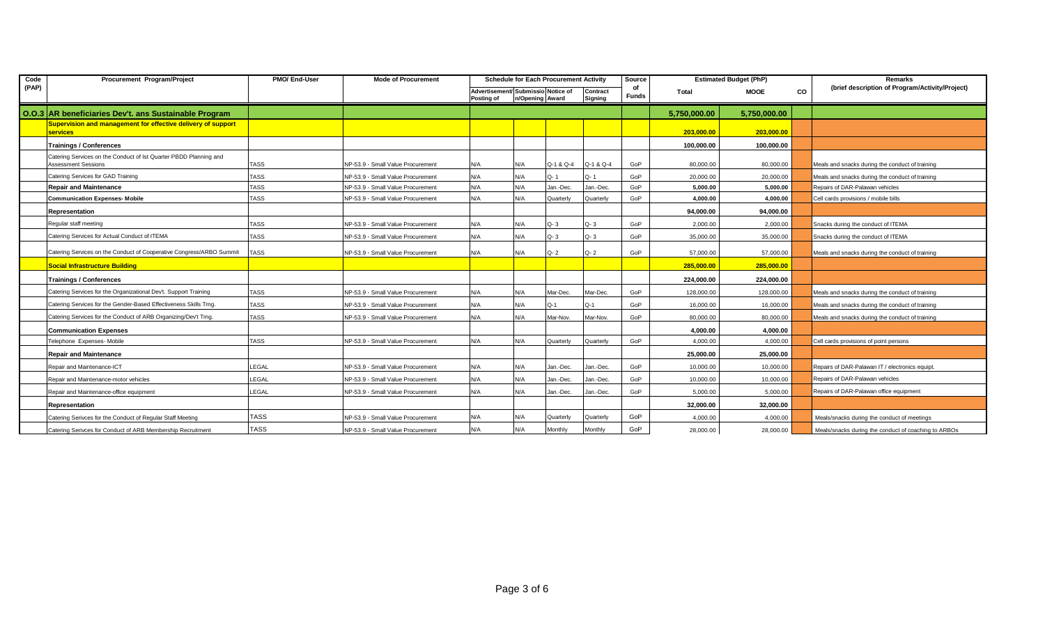| Code (PAP) | Procurement Program/Project | PMO/ End-User | Mode of Procurement | Schedule for Each Procurement Activity | | | | Source of Funds | Estimated Budget (PhP) | | | Remarks (brief description of Program/Activity/Project) |
|---|---|---|---|---|---|---|---|---|---|---|---|---|
| | | | | Advertisement/ Posting of | Submission/Opening | Notice of Award | Contract Signing | | Total | MOOE | CO | |
| O.O.3 | **AR beneficiaries Dev't. ans Sustainable Program** | | | | | | | | 5,750,000.00 | 5,750,000.00 | | |
| | **Supervision and management for effective delivery of support services** | | | | | | | | 203,000.00 | 203,000.00 | | |
| | **Trainings / Conferences** | | | | | | | | 100,000.00 | 100,000.00 | | |
| | Catering Services on the Conduct of Ist Quarter PBDD Planning and Assessment Sessions | TASS | NP-53.9 - Small Value Procurement | N/A | N/A | Q-1 & Q-4 | Q-1 & Q-4 | GoP | 80,000.00 | 80,000.00 | | Meals and snacks during the conduct of training |
| | Catering Services for GAD Training | TASS | NP-53.9 - Small Value Procurement | N/A | N/A | Q- 1 | Q- 1 | GoP | 20,000.00 | 20,000.00 | | Meals and snacks during the conduct of training |
| | **Repair and Maintenance** | TASS | NP-53.9 - Small Value Procurement | N/A | N/A | Jan.-Dec. | Jan.-Dec. | GoP | 5,000.00 | 5,000.00 | | Repairs of DAR-Palawan vehicles |
| | **Communication Expenses- Mobile** | TASS | NP-53.9 - Small Value Procurement | N/A | N/A | Quarterly | Quarterly | GoP | 4,000.00 | 4,000.00 | | Cell cards provisions / mobile bills |
| | **Representation** | | | | | | | | 94,000.00 | 94,000.00 | | |
| | Regular staff meeting | TASS | NP-53.9 - Small Value Procurement | N/A | N/A | Q- 3 | Q- 3 | GoP | 2,000.00 | 2,000.00 | | Snacks during the conduct of ITEMA |
| | Catering Services for Actual Conduct of ITEMA | TASS | NP-53.9 - Small Value Procurement | N/A | N/A | Q- 3 | Q- 3 | GoP | 35,000.00 | 35,000.00 | | Snacks during the conduct of ITEMA |
| | Catering Services on the Conduct of Cooperative Congress/ARBO Summit | TASS | NP-53.9 - Small Value Procurement | N/A | N/A | Q- 2 | Q- 2 | GoP | 57,000.00 | 57,000.00 | | Meals and snacks during the conduct of training |
| | **Social Infrastructure Building** | | | | | | | | 285,000.00 | 285,000.00 | | |
| | **Trainings / Conferences** | | | | | | | | 224,000.00 | 224,000.00 | | |
| | Catering Services for the Organizational Dev't. Support Training | TASS | NP-53.9 - Small Value Procurement | N/A | N/A | Mar-Dec. | Mar-Dec. | GoP | 128,000.00 | 128,000.00 | | Meals and snacks during the conduct of training |
| | Catering Services for the Gender-Based Effectiveness Skills Trng. | TASS | NP-53.9 - Small Value Procurement | N/A | N/A | Q-1 | Q-1 | GoP | 16,000.00 | 16,000.00 | | Meals and snacks during the conduct of training |
| | Catering Services for the Conduct of ARB Organizing/Dev't Trng. | TASS | NP-53.9 - Small Value Procurement | N/A | N/A | Mar-Nov. | Mar-Nov. | GoP | 80,000.00 | 80,000.00 | | Meals and snacks during the conduct of training |
| | **Communication Expenses** | | | | | | | | 4,000.00 | 4,000.00 | | |
| | Telephone Expenses- Mobile | TASS | NP-53.9 - Small Value Procurement | N/A | N/A | Quarterly | Quarterly | GoP | 4,000.00 | 4,000.00 | | Cell cards provisions of point persons |
| | **Repair and Maintenance** | | | | | | | | 25,000.00 | 25,000.00 | | |
| | Repair and Maintenance-ICT | LEGAL | NP-53.9 - Small Value Procurement | N/A | N/A | Jan.-Dec. | Jan.-Dec. | GoP | 10,000.00 | 10,000.00 | | Repairs of DAR-Palawan IT / electronics equipt. |
| | Repair and Maintenance-motor vehicles | LEGAL | NP-53.9 - Small Value Procurement | N/A | N/A | Jan.-Dec. | Jan.-Dec. | GoP | 10,000.00 | 10,000.00 | | Repairs of DAR-Palawan vehicles |
| | Repair and Maintenance-office equipment | LEGAL | NP-53.9 - Small Value Procurement | N/A | N/A | Jan.-Dec. | Jan.-Dec. | GoP | 5,000.00 | 5,000.00 | | Repairs of DAR-Palawan office equipment |
| | **Representation** | | | | | | | | 32,000.00 | 32,000.00 | | |
| | Catering Serivces for the Conduct of Regular Staff Meeting | TASS | NP-53.9 - Small Value Procurement | N/A | N/A | Quarterly | Quarterly | GoP | 4,000.00 | 4,000.00 | | Meals/snacks during the conduct of meetings |
| | Catering Serivces for Conduct of ARB Membership Recruitment | TASS | NP-53.9 - Small Value Procurement | N/A | N/A | Monthly | Monthly | GoP | 28,000.00 | 28,000.00 | | Meals/snacks during the conduct of coaching to ARBOs |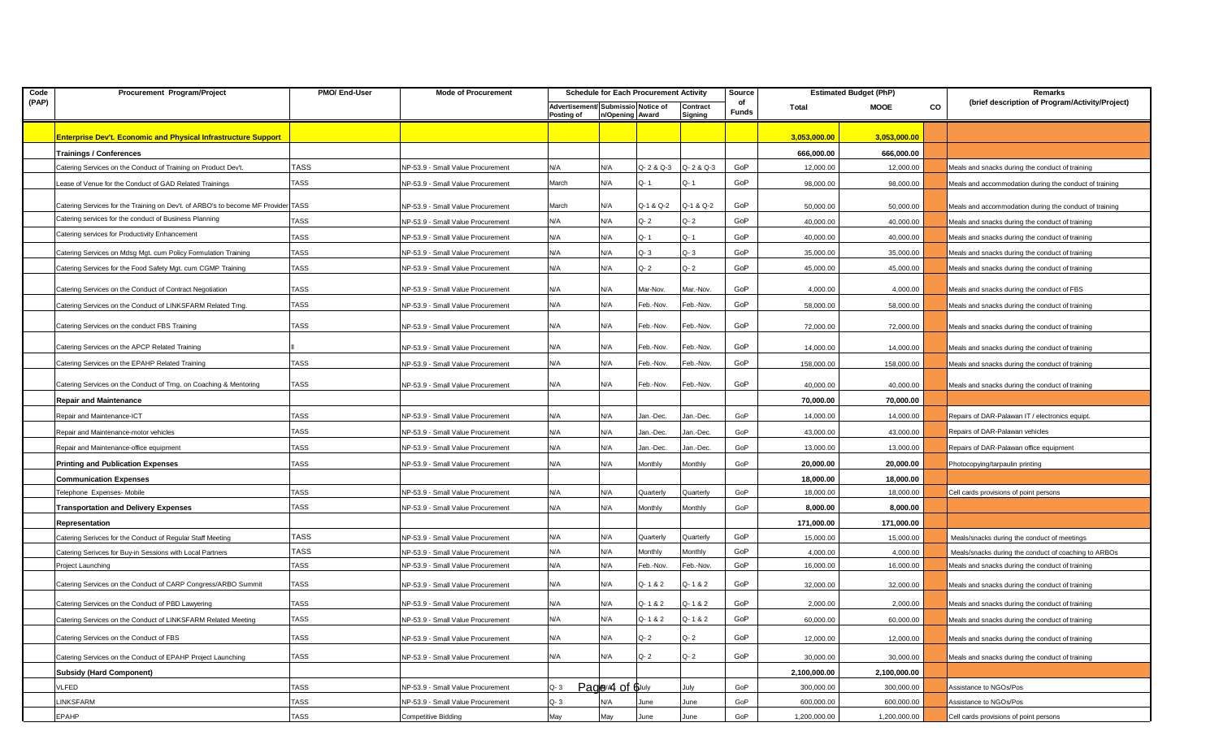| Code (PAP) | Procurement Program/Project | PMO/ End-User | Mode of Procurement | Schedule for Each Procurement Activity | | | | Source of Funds | Estimated Budget (PhP) | | | Remarks (brief description of Program/Activity/Project) |
|---|---|---|---|---|---|---|---|---|---|---|---|---|
| | | | | Advertisement/ Posting of | Submission/Opening | Notice of Award | Contract Signing | | Total | MOOE | CO | |
| | **Enterprise Dev't. Economic and Physical Infrastructure Support** | | | | | | | | **3,053,000.00** | **3,053,000.00** | | |
| | **Trainings / Conferences** | | | | | | | | **666,000.00** | **666,000.00** | | |
| | Catering Services on the Conduct of Training on Product Dev't. | TASS | NP-53.9 - Small Value Procurement | N/A | N/A | Q- 2 & Q-3 | Q- 2 & Q-3 | GoP | 12,000.00 | 12,000.00 | | Meals and snacks during the conduct of training |
| | Lease of Venue for the Conduct of GAD Related Trainings | TASS | NP-53.9 - Small Value Procurement | March | N/A | Q- 1 | Q- 1 | GoP | 98,000.00 | 98,000.00 | | Meals and accommodation during the conduct of training |
| | Catering Services for the Training on Dev't. of ARBO's to become MF Provider | TASS | NP-53.9 - Small Value Procurement | March | N/A | Q-1 & Q-2 | Q-1 & Q-2 | GoP | 50,000.00 | 50,000.00 | | Meals and accommodation during the conduct of training |
| | Catering services for the conduct of Business Planning | TASS | NP-53.9 - Small Value Procurement | N/A | N/A | Q- 2 | Q- 2 | GoP | 40,000.00 | 40,000.00 | | Meals and snacks during the conduct of training |
| | Catering services for Productivity Enhancement | TASS | NP-53.9 - Small Value Procurement | N/A | N/A | Q- 1 | Q- 1 | GoP | 40,000.00 | 40,000.00 | | Meals and snacks during the conduct of training |
| | Catering Services on Mdsg Mgt. cum Policy Formulation Training | TASS | NP-53.9 - Small Value Procurement | N/A | N/A | Q- 3 | Q- 3 | GoP | 35,000.00 | 35,000.00 | | Meals and snacks during the conduct of training |
| | Catering Services for the Food Safety Mgt. cum CGMP Training | TASS | NP-53.9 - Small Value Procurement | N/A | N/A | Q- 2 | Q- 2 | GoP | 45,000.00 | 45,000.00 | | Meals and snacks during the conduct of training |
| | Catering Services on the Conduct of Contract Negotiation | TASS | NP-53.9 - Small Value Procurement | N/A | N/A | Mar-Nov. | Mar.-Nov. | GoP | 4,000.00 | 4,000.00 | | Meals and snacks during the conduct of FBS |
| | Catering Services on the Conduct of LINKSFARM Related Trng. | TASS | NP-53.9 - Small Value Procurement | N/A | N/A | Feb.-Nov. | Feb.-Nov. | GoP | 58,000.00 | 58,000.00 | | Meals and snacks during the conduct of training |
| | Catering Services on the conduct FBS Training | TASS | NP-53.9 - Small Value Procurement | N/A | N/A | Feb.-Nov. | Feb.-Nov. | GoP | 72,000.00 | 72,000.00 | | Meals and snacks during the conduct of training |
| | Catering Services on the APCP Related Training | II | NP-53.9 - Small Value Procurement | N/A | N/A | Feb.-Nov. | Feb.-Nov. | GoP | 14,000.00 | 14,000.00 | | Meals and snacks during the conduct of training |
| | Catering Services on the EPAHP Related Training | TASS | NP-53.9 - Small Value Procurement | N/A | N/A | Feb.-Nov. | Feb.-Nov. | GoP | 158,000.00 | 158,000.00 | | Meals and snacks during the conduct of training |
| | Catering Services on the Conduct of Trng. on Coaching & Mentoring | TASS | NP-53.9 - Small Value Procurement | N/A | N/A | Feb.-Nov. | Feb.-Nov. | GoP | 40,000.00 | 40,000.00 | | Meals and snacks during the conduct of training |
| | **Repair and Maintenance** | | | | | | | | **70,000.00** | **70,000.00** | | |
| | Repair and Maintenance-ICT | TASS | NP-53.9 - Small Value Procurement | N/A | N/A | Jan.-Dec. | Jan.-Dec. | GoP | 14,000.00 | 14,000.00 | | Repairs of DAR-Palawan IT / electronics equipt. |
| | Repair and Maintenance-motor vehicles | TASS | NP-53.9 - Small Value Procurement | N/A | N/A | Jan.-Dec. | Jan.-Dec. | GoP | 43,000.00 | 43,000.00 | | Repairs of DAR-Palawan vehicles |
| | Repair and Maintenance-office equipment | TASS | NP-53.9 - Small Value Procurement | N/A | N/A | Jan.-Dec. | Jan.-Dec. | GoP | 13,000.00 | 13,000.00 | | Repairs of DAR-Palawan office equipment |
| | **Printing and Publication Expenses** | TASS | NP-53.9 - Small Value Procurement | N/A | N/A | Monthly | Monthly | GoP | **20,000.00** | **20,000.00** | | Photocopying/tarpaulin printing |
| | **Communication Expenses** | | | | | | | | **18,000.00** | **18,000.00** | | |
| | Telephone Expenses- Mobile | TASS | NP-53.9 - Small Value Procurement | N/A | N/A | Quarterly | Quarterly | GoP | 18,000.00 | 18,000.00 | | Cell cards provisions of point persons |
| | **Transportation and Delivery Expenses** | TASS | NP-53.9 - Small Value Procurement | N/A | N/A | Monthly | Monthly | GoP | **8,000.00** | **8,000.00** | | |
| | **Representation** | | | | | | | | **171,000.00** | **171,000.00** | | |
| | Catering Serivces for the Conduct of Regular Staff Meeting | TASS | NP-53.9 - Small Value Procurement | N/A | N/A | Quarterly | Quarterly | GoP | 15,000.00 | 15,000.00 | | Meals/snacks during the conduct of meetings |
| | Catering Serivces for Buy-in Sessions with Local Partners | TASS | NP-53.9 - Small Value Procurement | N/A | N/A | Monthly | Monthly | GoP | 4,000.00 | 4,000.00 | | Meals/snacks during the conduct of coaching to ARBOs |
| | Project Launching | TASS | NP-53.9 - Small Value Procurement | N/A | N/A | Feb.-Nov. | Feb.-Nov. | GoP | 16,000.00 | 16,000.00 | | Meals and snacks during the conduct of training |
| | Catering Services on the Conduct of CARP Congress/ARBO Summit | TASS | NP-53.9 - Small Value Procurement | N/A | N/A | Q- 1 & 2 | Q- 1 & 2 | GoP | 32,000.00 | 32,000.00 | | Meals and snacks during the conduct of training |
| | Catering Services on the Conduct of PBD Lawyering | TASS | NP-53.9 - Small Value Procurement | N/A | N/A | Q- 1 & 2 | Q- 1 & 2 | GoP | 2,000.00 | 2,000.00 | | Meals and snacks during the conduct of training |
| | Catering Services on the Conduct of LINKSFARM Related Meeting | TASS | NP-53.9 - Small Value Procurement | N/A | N/A | Q- 1 & 2 | Q- 1 & 2 | GoP | 60,000.00 | 60,000.00 | | Meals and snacks during the conduct of training |
| | Catering Services on the Conduct of FBS | TASS | NP-53.9 - Small Value Procurement | N/A | N/A | Q- 2 | Q- 2 | GoP | 12,000.00 | 12,000.00 | | Meals and snacks during the conduct of training |
| | Catering Services on the Conduct of EPAHP Project Launching | TASS | NP-53.9 - Small Value Procurement | N/A | N/A | Q- 2 | Q- 2 | GoP | 30,000.00 | 30,000.00 | | Meals and snacks during the conduct of training |
| | **Subsidy (Hard Component)** | | | | | | | | **2,100,000.00** | **2,100,000.00** | | |
| | VLFED | TASS | NP-53.9 - Small Value Procurement | Q- 3 | N/A | July | July | GoP | 300,000.00 | 300,000.00 | | Assistance to NGOs/Pos |
| | LINKSFARM | TASS | NP-53.9 - Small Value Procurement | Q- 3 | N/A | June | June | GoP | 600,000.00 | 600,000.00 | | Assistance to NGOs/Pos |
| | EPAHP | TASS | Competitive Bidding | May | May | June | June | GoP | 1,200,000.00 | 1,200,000.00 | | Cell cards provisions of point persons |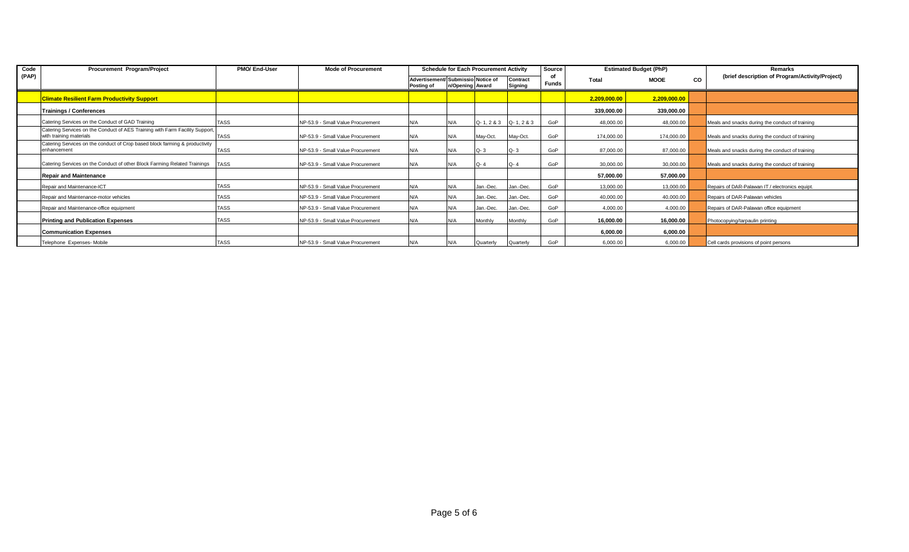| Code (PAP) | Procurement Program/Project | PMO/ End-User | Mode of Procurement | Schedule for Each Procurement Activity | | | | Source of Funds | Estimated Budget (PhP) | | | Remarks (brief description of Program/Activity/Project) |
|---|---|---|---|---|---|---|---|---|---|---|---|---|
| | | | | Advertisement/ Posting of | Submission/Opening | Notice of Award | Contract Signing | | Total | MOOE | CO | |
| | **Climate Resilient Farm Productivity Support** | | | | | | | | 2,209,000.00 | 2,209,000.00 | | |
| | **Trainings / Conferences** | | | | | | | | 339,000.00 | 339,000.00 | | |
| | Catering Services on the Conduct of GAD Training | TASS | NP-53.9 - Small Value Procurement | N/A | N/A | Q- 1, 2 & 3 | Q- 1, 2 & 3 | GoP | 48,000.00 | 48,000.00 | | Meals and snacks during the conduct of training |
| | Catering Services on the Conduct of AES Training with Farm Facility Support, with training materials | TASS | NP-53.9 - Small Value Procurement | N/A | N/A | May-Oct. | May-Oct. | GoP | 174,000.00 | 174,000.00 | | Meals and snacks during the conduct of training |
| | Catering Services on the conduct of Crop based block farming & productivity enhancement | TASS | NP-53.9 - Small Value Procurement | N/A | N/A | Q- 3 | Q- 3 | GoP | 87,000.00 | 87,000.00 | | Meals and snacks during the conduct of training |
| | Catering Services on the Conduct of other Block Farming Related Trainings | TASS | NP-53.9 - Small Value Procurement | N/A | N/A | Q- 4 | Q- 4 | GoP | 30,000.00 | 30,000.00 | | Meals and snacks during the conduct of training |
| | **Repair and Maintenance** | | | | | | | | 57,000.00 | 57,000.00 | | |
| | Repair and Maintenance-ICT | TASS | NP-53.9 - Small Value Procurement | N/A | N/A | Jan.-Dec. | Jan.-Dec. | GoP | 13,000.00 | 13,000.00 | | Repairs of DAR-Palawan IT / electronics equipt. |
| | Repair and Maintenance-motor vehicles | TASS | NP-53.9 - Small Value Procurement | N/A | N/A | Jan.-Dec. | Jan.-Dec. | GoP | 40,000.00 | 40,000.00 | | Repairs of DAR-Palawan vehicles |
| | Repair and Maintenance-office equipment | TASS | NP-53.9 - Small Value Procurement | N/A | N/A | Jan.-Dec. | Jan.-Dec. | GoP | 4,000.00 | 4,000.00 | | Repairs of DAR-Palawan office equipment |
| | **Printing and Publication Expenses** | TASS | NP-53.9 - Small Value Procurement | N/A | N/A | Monthly | Monthly | GoP | 16,000.00 | 16,000.00 | | Photocopying/tarpaulin printing |
| | **Communication Expenses** | | | | | | | | 6,000.00 | 6,000.00 | | |
| | Telephone Expenses- Mobile | TASS | NP-53.9 - Small Value Procurement | N/A | N/A | Quarterly | Quarterly | GoP | 6,000.00 | 6,000.00 | | Cell cards provisions of point persons |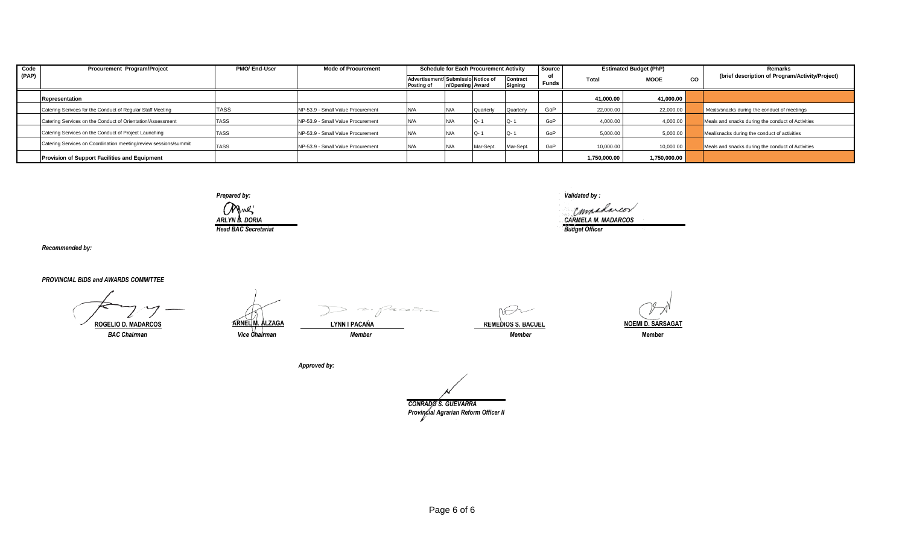| Code (PAP) | Procurement Program/Project | PMO/ End-User | Mode of Procurement | Schedule for Each Procurement Activity | | | | Source of Funds | Estimated Budget (PhP) | | | Remarks (brief description of Program/Activity/Project) |
|---|---|---|---|---|---|---|---|---|---|---|---|---|
| | | | | Advertisement/ Posting of | Submission/Opening | Notice of Award | Contract Signing | | Total | MOOE | CO | |
| | **Representation** | | | | | | | | **41,000.00** | **41,000.00** | | |
| | Catering Serivces for the Conduct of Regular Staff Meeting | TASS | NP-53.9 - Small Value Procurement | N/A | N/A | Quarterly | Quarterly | GoP | 22,000.00 | 22,000.00 | | Meals/snacks during the conduct of meetings |
| | Catering Services on the Conduct of Orientation/Assessment | TASS | NP-53.9 - Small Value Procurement | N/A | N/A | Q- 1 | Q- 1 | GoP | 4,000.00 | 4,000.00 | | Meals and snacks during the conduct of Activities |
| | Catering Services on the Conduct of Project Launching | TASS | NP-53.9 - Small Value Procurement | N/A | N/A | Q- 1 | Q- 1 | GoP | 5,000.00 | 5,000.00 | | Meal/snacks during the conduct of activities |
| | Catering Services on Coordination meeting/review sessions/summit | TASS | NP-53.9 - Small Value Procurement | N/A | N/A | Mar-Sept. | Mar-Sept. | GoP | 10,000.00 | 10,000.00 | | Meals and snacks during the conduct of Activities |
| | **Provision of Support Facilities and Equipment** | | | | | | | | **1,750,000.00** | **1,750,000.00** | | |

*Prepared by:*

***ARLYN B. DORIA***
***Head BAC Secretariat***

*Validated by :*

***CARMELA M. MADARCOS***
***Budget Officer***

*Recommended by:*

***PROVINCIAL BIDS and AWARDS COMMITTEE***

| ROGELIO D. MADARCOS | ARNEL M. ALZAGA | LYNN I PACAÑA | REMEDIOS S. BACUEL | NOEMI D. SARSAGAT |
|---|---|---|---|---|
| *BAC Chairman* | *Vice Chairman* | *Member* | *Member* | Member |

*Approved by:*

***CONRADO S. GUEVARRA***
***Provincial Agrarian Reform Officer II***